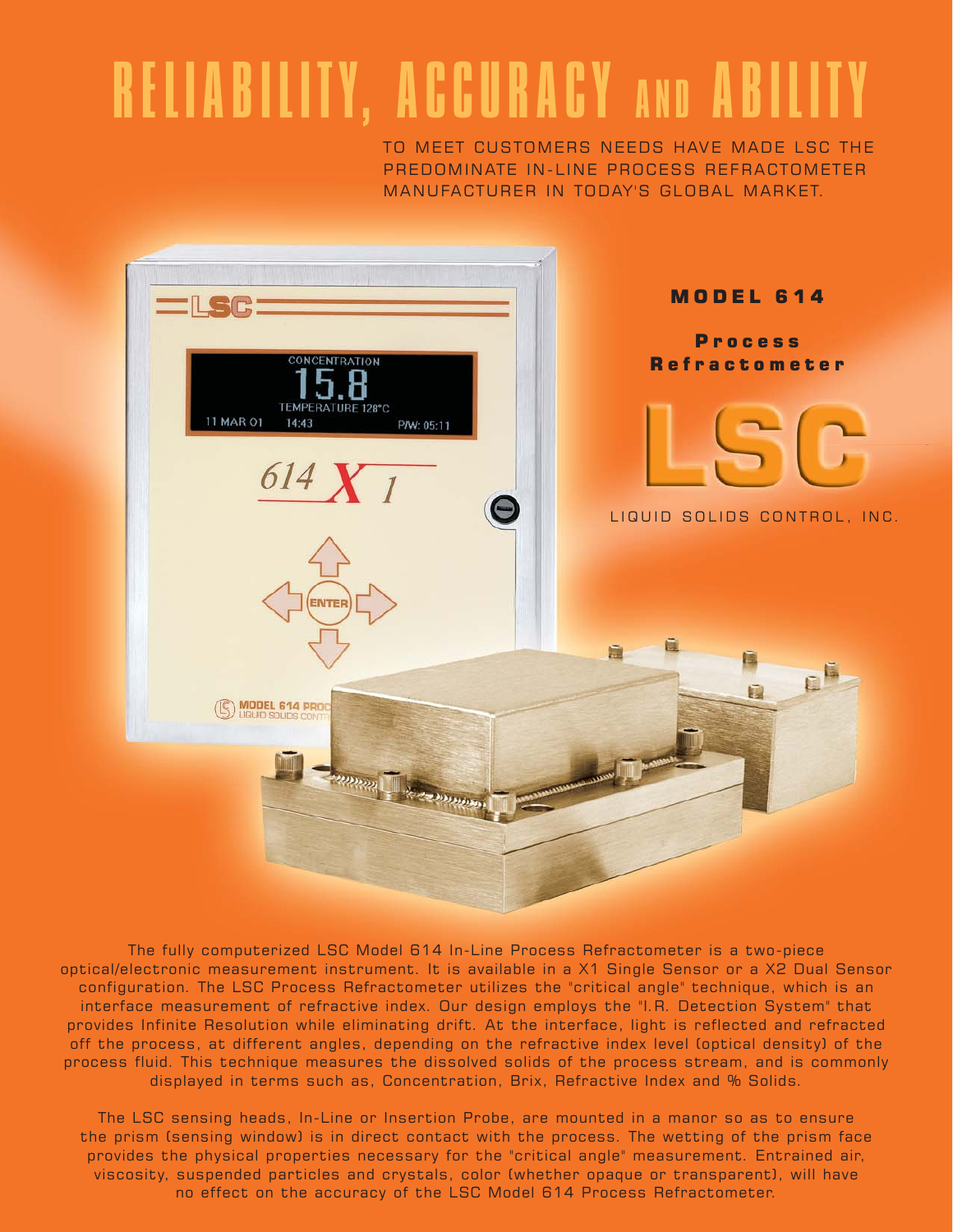# RELIABILITY, ACCURACY AND ABILITY

TO MEET CUSTOMERS NEEDS HAVE MADE LSC THE PREDOMINATE IN-LINE PROCESS REFRACTOMETER MANUFACTURER IN TODAY'S GLOBAL MARKET.

## MODEL 614

### Process Refractometer

**LSC**

LIQUID SOLIDS CONTROL, INC.

The fully computerized LSC Model 614 In-Line Process Refractometer is a two-piece optical/electronic measurement instrument. It is available in a X1 Single Sensor or a X2 Dual Sensor configuration. The LSC Process Refractometer utilizes the "critical angle" technique, which is an interface measurement of refractive index. Our design employs the "I.R. Detection System" that provides Infinite Resolution while eliminating drift. At the interface, light is reflected and refracted off the process, at different angles, depending on the refractive index level (optical density) of the process fluid. This technique measures the dissolved solids of the process stream, and is commonly displayed in terms such as, Concentration, Brix, Refractive Index and % Solids.

The LSC sensing heads, In-Line or Insertion Probe, are mounted in a manor so as to ensure the prism (sensing window) is in direct contact with the process. The wetting of the prism face provides the physical properties necessary for the "critical angle" measurement. Entrained air, viscosity, suspended particles and crystals, color (whether opaque or transparent), will have no effect on the accuracy of the LSC Model 614 Process Refractometer.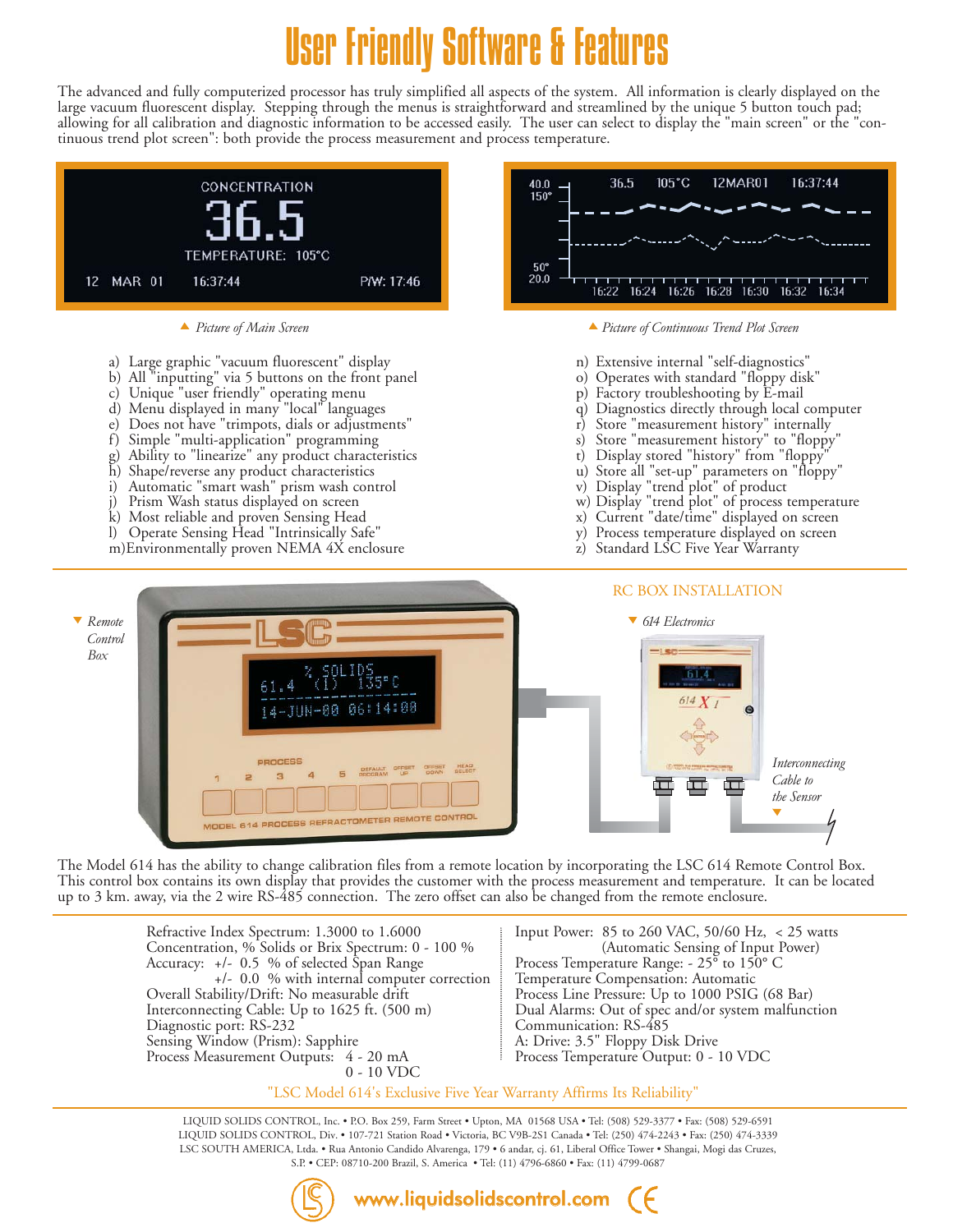# User Friendly Software & Features

The advanced and fully computerized processor has truly simplified all aspects of the system. All information is clearly displayed on the large vacuum fluorescent display. Stepping through the menus is straightforward and streamlined by the unique 5 button touch pad; allowing for all calibration and diagnostic information to be accessed easily. The user can select to display the "main screen" or the "continuous trend plot screen": both provide the process measurement and process temperature.

CONCENTRATION
36.5
TEMPERATURE: 105°C
12 MAR 01 16:37:44 P/W: 17:46

▲ *Picture of Main Screen*

40.0
150°
36.5 105°C 12MAR01 16:37:44
50°
20.0
16:22 16:24 16:26 16:28 16:30 16:32 16:34

▲ *Picture of Continuous Trend Plot Screen*

a) Large graphic "vacuum fluorescent" display
b) All "inputting" via 5 buttons on the front panel
c) Unique "user friendly" operating menu
d) Menu displayed in many "local" languages
e) Does not have "trimpots, dials or adjustments"
f) Simple "multi-application" programming
g) Ability to "linearize" any product characteristics
h) Shape/reverse any product characteristics
i) Automatic "smart wash" prism wash control
j) Prism Wash status displayed on screen
k) Most reliable and proven Sensing Head
l) Operate Sensing Head "Intrinsically Safe"
m) Environmentally proven NEMA 4X enclosure
n) Extensive internal "self-diagnostics"
o) Operates with standard "floppy disk"
p) Factory troubleshooting by E-mail
q) Diagnostics directly through local computer
r) Store "measurement history" internally
s) Store "measurement history" to "floppy"
t) Display stored "history" from "floppy"
u) Store all "set-up" parameters on "floppy"
v) Display "trend plot" of product
w) Display "trend plot" of process temperature
x) Current "date/time" displayed on screen
y) Process temperature displayed on screen
z) Standard LSC Five Year Warranty

▼ *Remote Control Box*

LSC
% SOLIDS
61.4 (1) 135°C
14-JUN-00 06:14:00
PROCESS
1 2 3 4 5 DEFAULT PROGRAM OFFSET UP OFFSET DOWN HEAD SELECT
MODEL 614 PROCESS REFRACTOMETER REMOTE CONTROL

RC BOX INSTALLATION

▼ *614 Electronics*

*Interconnecting Cable to the Sensor* ▼

The Model 614 has the ability to change calibration files from a remote location by incorporating the LSC 614 Remote Control Box. This control box contains its own display that provides the customer with the process measurement and temperature. It can be located up to 3 km. away, via the 2 wire RS-485 connection. The zero offset can also be changed from the remote enclosure.

Refractive Index Spectrum: 1.3000 to 1.6000
Concentration, % Solids or Brix Spectrum: 0 - 100 %
Accuracy: +/- 0.5 % of selected Span Range
+/- 0.0 % with internal computer correction
Overall Stability/Drift: No measurable drift
Interconnecting Cable: Up to 1625 ft. (500 m)
Diagnostic port: RS-232
Sensing Window (Prism): Sapphire
Process Measurement Outputs: 4 - 20 mA
0 - 10 VDC

Input Power: 85 to 260 VAC, 50/60 Hz, < 25 watts
(Automatic Sensing of Input Power)
Process Temperature Range: - 25° to 150° C
Temperature Compensation: Automatic
Process Line Pressure: Up to 1000 PSIG (68 Bar)
Dual Alarms: Out of spec and/or system malfunction
Communication: RS-485
A: Drive: 3.5" Floppy Disk Drive
Process Temperature Output: 0 - 10 VDC

"LSC Model 614's Exclusive Five Year Warranty Affirms Its Reliability"

LIQUID SOLIDS CONTROL, Inc. • P.O. Box 259, Farm Street • Upton, MA 01568 USA • Tel: (508) 529-3377 • Fax: (508) 529-6591
LIQUID SOLIDS CONTROL, Div. • 107-721 Station Road • Victoria, BC V9B-2S1 Canada • Tel: (250) 474-2243 • Fax: (250) 474-3339
LSC SOUTH AMERICA, Ltda. • Rua Antonio Candido Alvarenga, 179 • 6 andar, cj. 61, Liberal Office Tower • Shangai, Mogi das Cruzes, S.P. • CEP: 08710-200 Brazil, S. America • Tel: (11) 4796-6860 • Fax: (11) 4799-0687

www.liquidsolidscontrol.com CE